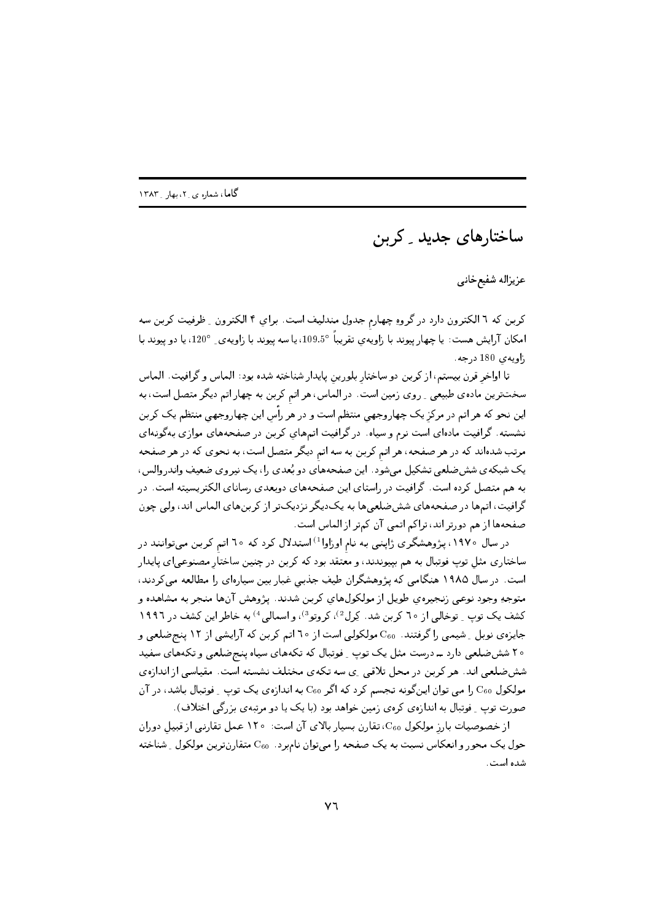# ساختارهای جدید ـ کربن

عزیزاله شفیع‌خانی

کربن که ۶ الکترون دارد در گروه چهارم جدول مندلیف است. برای ۴ الکترون ـ ظرفیت کربن سه امکان آرایش هست: یا چهار پیوند با زاویه‌ی تقریباً $109.5°$، یا سه پیوند با زاویه‌ی ـ $120°$، یا دو پیوند با زاویه‌ی 180 درجه.

تا اواخر قرن بیستم، از کربن دو ساختار بلورین پایدار شناخته شده بود: الماس و گرافیت. الماس سخت‌ترین ماده‌ی طبیعی ـ روی زمین است. در الماس، هر اتم کربن به چهار اتم کربن دیگر متصل است، به این نحو که هر اتم در مرکز یک چهاروجهی منتظم است و در هر رأس این چهاروجهی منتظم یک کربن نشسته. گرافیت ماده‌ای است نرم و سیاه. در گرافیت اتم‌های کربن در صفحه‌های موازی به‌گونه‌ای مرتب شده‌اند که در هر صفحه، هر اتم کربن به سه اتم دیگر متصل است، به نحوی که در هر صفحه یک شبکه‌ی شش‌ضلعی تشکیل می‌شود. این صفحه‌های دو بُعدی را، یک نیروی ضعیف واندروالس، به هم متصل کرده است. گرافیت در راستای این صفحه‌های دوبعدی رسانای الکتریسیته است. در گرافیت، اتم‌ها در صفحه‌های شش‌ضلعی‌ها به یک‌دیگر نزدیک‌تر از کربن‌های الماس اند، ولی چون صفحه‌ها از هم دورتر اند، تراکم اتمی آن کم‌تر از الماس است.

در سال ۱۹۷۰، پژوهشگری ژاپنی به نام اوزاوا[1] استدلال کرد که ۶۰ اتم کربن می‌توانند در ساختاری مثل توپ فوتبال به هم بپیوندند، و معتقد بود که کربن در چنین ساختار مصنوعی‌ای پایدار است. در سال ۱۹۸۵ هنگامی که پژوهشگران طیف جذبی غبار بین سیاره‌ای را مطالعه می‌کردند، متوجه وجود نوعی زنجیره‌ی طویل از مولکول‌های کربن شدند. پژوهش آن‌ها منجر به مشاهده و کشف یک توپ ـ توخالی از ۶۰ کربن شد. کِرل[2]، کروتو[3]، و اسمالی[4] به خاطر این کشف در ۱۹۹۶ جایزه‌ی نوبل ـ شیمی را گرفتند. $C_{60}$ مولکولی است از ۶۰ اتم کربن که آرایشی از ۱۲ پنج‌ضلعی و ۲۰ شش‌ضلعی دارد ـ درست مثل یک توپ ـ فوتبال که تکه‌های سیاه پنج‌ضلعی و تکه‌های سفید شش‌ضلعی اند. هر کربن در محل تلاقی ـ ی سه تکه‌ی مختلف نشسته است. مقیاسی از اندازه‌ی مولکول $C_{60}$ را می‌ توان این‌گونه تجسم کرد که اگر $C_{60}$ به اندازه‌ی یک توپ ـ فوتبال باشد، در آن صورت توپ ـ فوتبال به اندازه‌ی کره‌ی زمین خواهد بود (با یک یا دو مرتبه‌ی بزرگی اختلاف).

از خصوصیات بارز مولکول $C_{60}$، تقارن بسیار بالای آن است: ۱۲۰ عمل تقارنی از قبیل دوران حول یک محور و انعکاس نسبت به یک صفحه را می‌توان نام‌برد. $C_{60}$ متقارن‌ترین مولکول ـ شناخته شده است.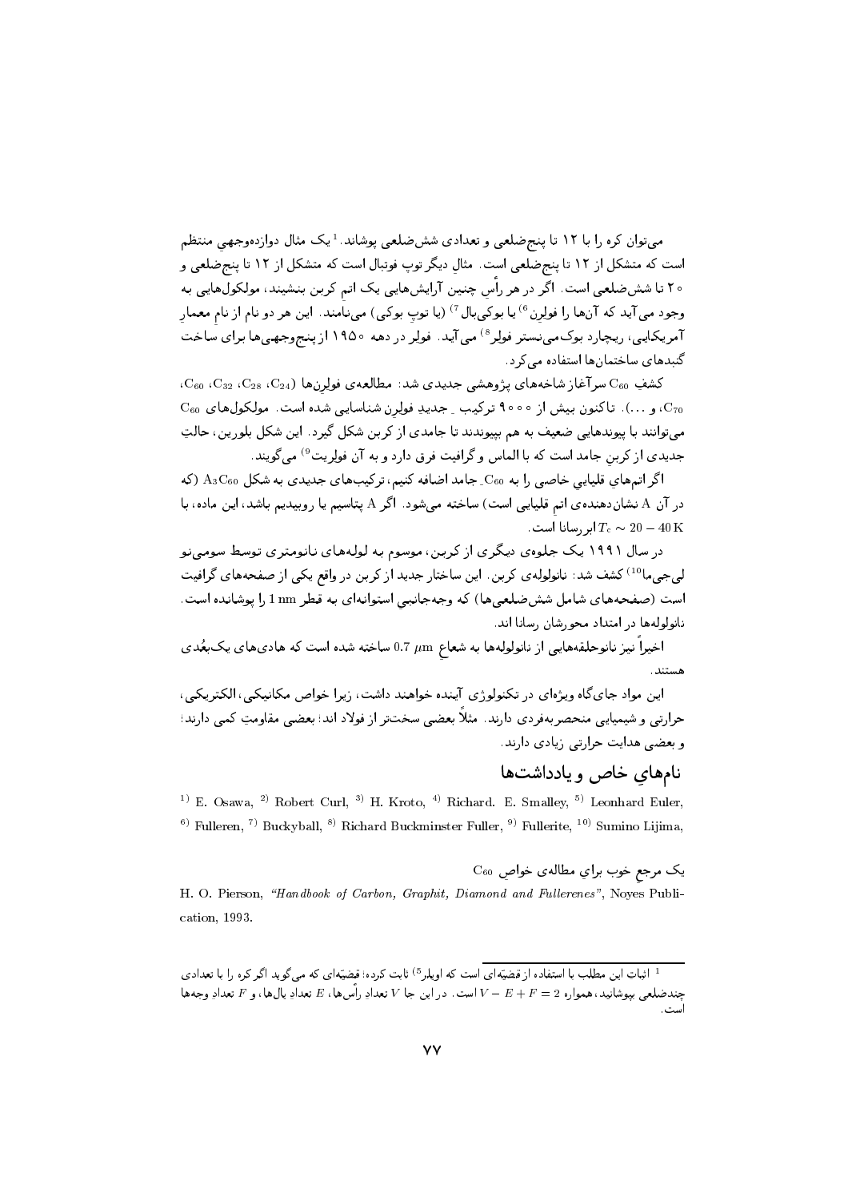می‌توان کره را با ۱۲ تا پنج‌ضلعی و تعدادی شش‌ضلعی پوشاند.[1] یک مثال دوازده‌وجهی منتظم است که متشکل از ۱۲ تا پنج‌ضلعی است. مثالِ دیگر توپِ فوتبال است که متشکل از ۱۲ تا پنج‌ضلعی و ۲۰ تا شش‌ضلعی است. اگر در هر رأسِ چنین آرایش‌هایی یک اتم کربن بنشیند، مولکول‌هایی به وجود می‌آید که آن‌ها را فولرن[6] یا بوکی‌بال[7] (یا توپِ بوکی) می‌نامند. این هر دو نام از نامِ معمارِ آمریکایی، ریچارد بوک‌می‌نستر فولر[8] می‌آید. فولر در دهه ۱۹۵۰ از پنج‌وجهی‌ها برای ساخت گنبدهای ساختمان‌ها استفاده می‌کرد.

کشف $C_{60}$ سرآغاز شاخه‌های پژوهشی جدیدی شد: مطالعه‌ی فولرن‌ها ($C_{24}$، $C_{28}$، $C_{32}$، $C_{60}$، $C_{70}$، و ...). تاکنون بیش از ۹۰۰۰ ترکیب ـ جدیدِ فولرن شناسایی شده است. مولکول‌های $C_{60}$ می‌توانند با پیوندهایی ضعیف به هم بپیوندند تا جامدی از کربن شکل گیرد. این شکل بلورین، حالتِ جدیدی از کربنِ جامد است که با الماس و گرافیت فرق دارد و به آن فولریت[9] می‌گویند.

اگر اتم‌های قلیاییِ خاصی را به $C_{60}$ ـ جامد اضافه کنیم، ترکیب‌های جدیدی به شکل $A_3C_{60}$ (که در آن A نشان‌دهنده‌ی اتم قلیایی است) ساخته می‌شود. اگر A پتاسیم یا روبیدیم باشد، این ماده، با $T_c \sim 20-40\,\mathrm{K}$ ابررسانا است.

در سال ۱۹۹۱ یک جلوه‌ی دیگری از کربن، موسوم به لوله‌های نانومتری توسط سومی‌نو لی‌جی‌ما[10] کشف شد: نانولوله‌ی کربن. این ساختار جدید از کربن در واقع یکی از صفحه‌های گرافیت است (صفحه‌های شامل شش‌ضلعی‌ها) که وجه‌جانبیِ استوانه‌ای به قطر 1 nm را پوشانده است. نانولوله‌ها در امتداد محورشان رسانا اند.

اخیراً نیز نانوحلقه‌هایی از نانولوله‌ها به شعاعِ 0.7 $\mu$m ساخته شده است که هادی‌های یک‌بُعدی هستند.

این مواد جای‌گاه ویژه‌ای در تکنولوژی آینده خواهند داشت، زیرا خواص مکانیکی، الکتریکی، حرارتی و شیمیاییِ منحصربه‌فردی دارند. مثلاً بعضی سخت‌تر از فولاد اند؛ بعضی مقاومتِ کمی دارند؛ و بعضی هدایت حرارتی زیادی دارند.

## نام‌هایِ خاص و یادداشت‌ها

1) E. Osawa, 2) Robert Curl, 3) H. Kroto, 4) Richard. E. Smalley, 5) Leonhard Euler, 6) Fulleren, 7) Buckyball, 8) Richard Buckminster Fuller, 9) Fullerite, 10) Sumino Lijima,

یک مرجعِ خوب برایِ مطالعه‌ی خواصِ $C_{60}$

H. O. Pierson, *"Handbook of Carbon, Graphit, Diamond and Fullerenes"*, Noyes Publication, 1993.

---

[1] اثباتِ این مطلب با استفاده از قضیه‌ای است که اویلر[5] ثابت کرده؛ قضیه‌ای که می‌گوید اگر کره را با تعدادی چندضلعی بپوشانید، همواره $V - E + F = 2$ است. در این جا $V$ تعدادِ رأس‌ها، $E$ تعدادِ یال‌ها، و $F$ تعدادِ وجه‌ها است.